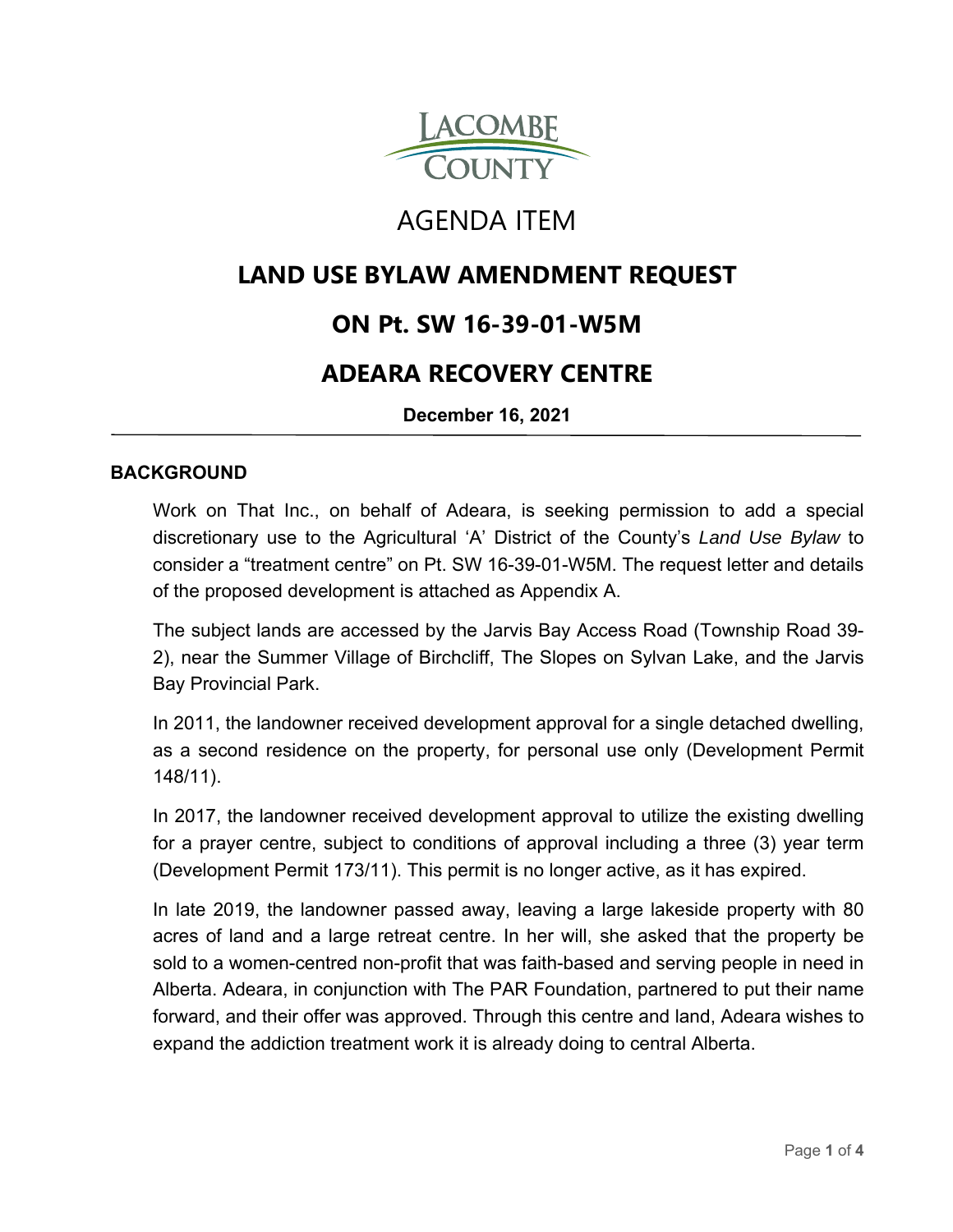LACOMBE COUNTY

# AGENDA ITEM

## LAND USE BYLAW AMENDMENT REQUEST

## ON Pt. SW 16-39-01-W5M

## ADEARA RECOVERY CENTRE

**December 16, 2021**

---

### BACKGROUND

Work on That Inc., on behalf of Adeara, is seeking permission to add a special discretionary use to the Agricultural 'A' District of the County's *Land Use Bylaw* to consider a "treatment centre" on Pt. SW 16-39-01-W5M. The request letter and details of the proposed development is attached as Appendix A.

The subject lands are accessed by the Jarvis Bay Access Road (Township Road 39-2), near the Summer Village of Birchcliff, The Slopes on Sylvan Lake, and the Jarvis Bay Provincial Park.

In 2011, the landowner received development approval for a single detached dwelling, as a second residence on the property, for personal use only (Development Permit 148/11).

In 2017, the landowner received development approval to utilize the existing dwelling for a prayer centre, subject to conditions of approval including a three (3) year term (Development Permit 173/11). This permit is no longer active, as it has expired.

In late 2019, the landowner passed away, leaving a large lakeside property with 80 acres of land and a large retreat centre. In her will, she asked that the property be sold to a women-centred non-profit that was faith-based and serving people in need in Alberta. Adeara, in conjunction with The PAR Foundation, partnered to put their name forward, and their offer was approved. Through this centre and land, Adeara wishes to expand the addiction treatment work it is already doing to central Alberta.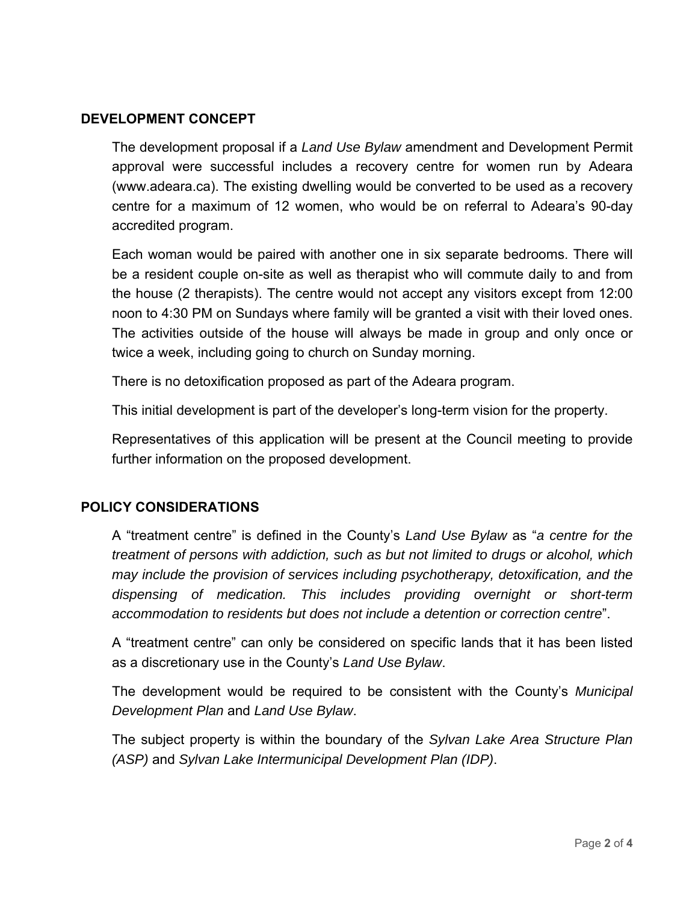## DEVELOPMENT CONCEPT

The development proposal if a *Land Use Bylaw* amendment and Development Permit approval were successful includes a recovery centre for women run by Adeara (www.adeara.ca). The existing dwelling would be converted to be used as a recovery centre for a maximum of 12 women, who would be on referral to Adeara's 90-day accredited program.

Each woman would be paired with another one in six separate bedrooms. There will be a resident couple on-site as well as therapist who will commute daily to and from the house (2 therapists). The centre would not accept any visitors except from 12:00 noon to 4:30 PM on Sundays where family will be granted a visit with their loved ones. The activities outside of the house will always be made in group and only once or twice a week, including going to church on Sunday morning.

There is no detoxification proposed as part of the Adeara program.

This initial development is part of the developer's long-term vision for the property.

Representatives of this application will be present at the Council meeting to provide further information on the proposed development.

## POLICY CONSIDERATIONS

A "treatment centre" is defined in the County's *Land Use Bylaw* as "*a centre for the treatment of persons with addiction, such as but not limited to drugs or alcohol, which may include the provision of services including psychotherapy, detoxification, and the dispensing of medication. This includes providing overnight or short-term accommodation to residents but does not include a detention or correction centre*".

A "treatment centre" can only be considered on specific lands that it has been listed as a discretionary use in the County's *Land Use Bylaw*.

The development would be required to be consistent with the County's *Municipal Development Plan* and *Land Use Bylaw*.

The subject property is within the boundary of the *Sylvan Lake Area Structure Plan (ASP)* and *Sylvan Lake Intermunicipal Development Plan (IDP)*.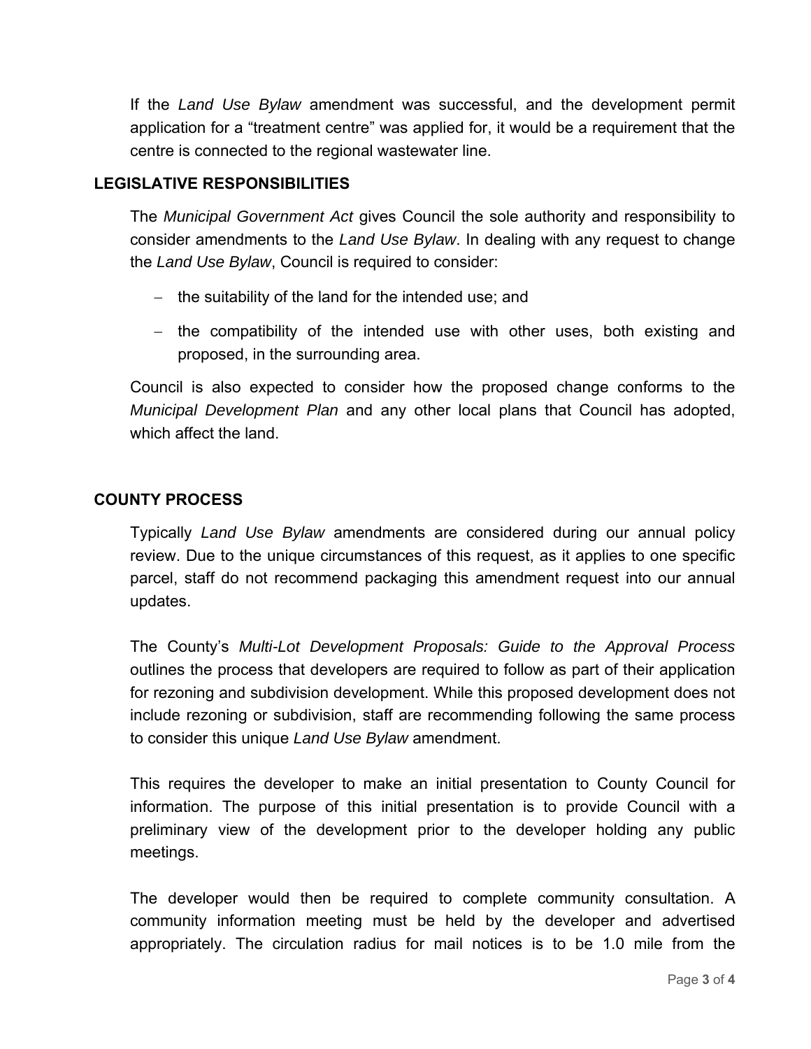If the *Land Use Bylaw* amendment was successful, and the development permit application for a "treatment centre" was applied for, it would be a requirement that the centre is connected to the regional wastewater line.

## LEGISLATIVE RESPONSIBILITIES

The *Municipal Government Act* gives Council the sole authority and responsibility to consider amendments to the *Land Use Bylaw*. In dealing with any request to change the *Land Use Bylaw*, Council is required to consider:

- the suitability of the land for the intended use; and
- the compatibility of the intended use with other uses, both existing and proposed, in the surrounding area.

Council is also expected to consider how the proposed change conforms to the *Municipal Development Plan* and any other local plans that Council has adopted, which affect the land.

## COUNTY PROCESS

Typically *Land Use Bylaw* amendments are considered during our annual policy review. Due to the unique circumstances of this request, as it applies to one specific parcel, staff do not recommend packaging this amendment request into our annual updates.

The County's *Multi-Lot Development Proposals: Guide to the Approval Process* outlines the process that developers are required to follow as part of their application for rezoning and subdivision development. While this proposed development does not include rezoning or subdivision, staff are recommending following the same process to consider this unique *Land Use Bylaw* amendment.

This requires the developer to make an initial presentation to County Council for information. The purpose of this initial presentation is to provide Council with a preliminary view of the development prior to the developer holding any public meetings.

The developer would then be required to complete community consultation. A community information meeting must be held by the developer and advertised appropriately. The circulation radius for mail notices is to be 1.0 mile from the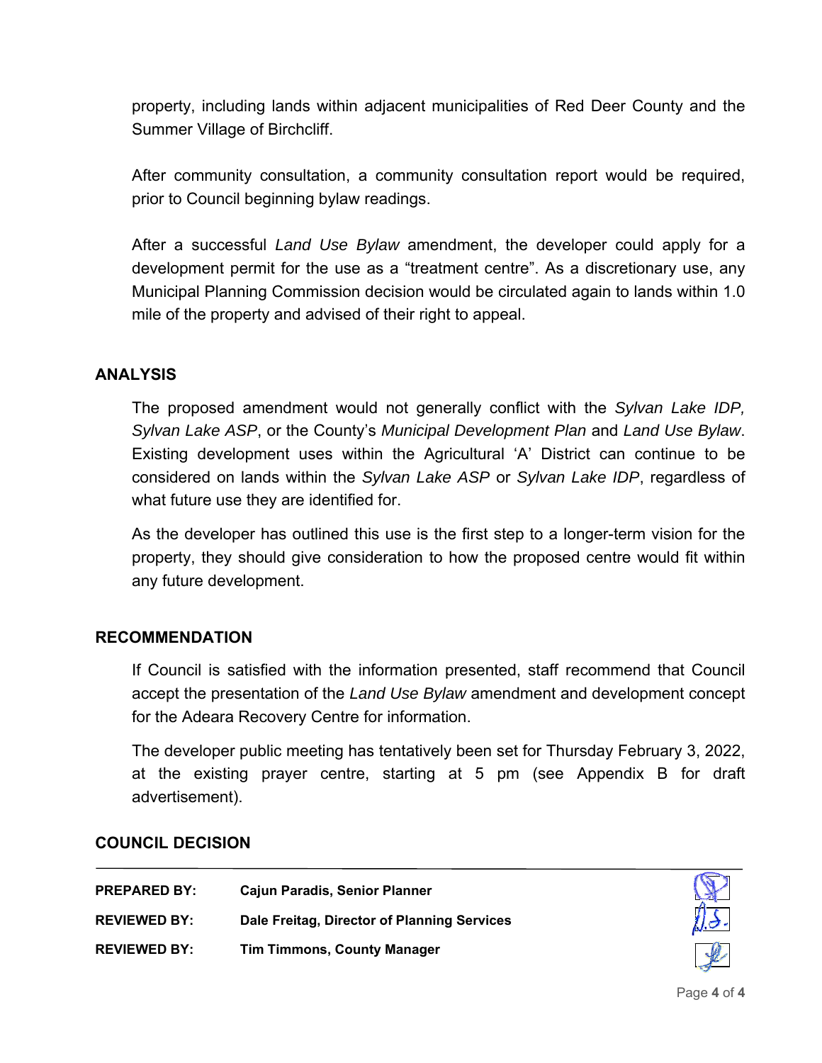property, including lands within adjacent municipalities of Red Deer County and the Summer Village of Birchcliff.

After community consultation, a community consultation report would be required, prior to Council beginning bylaw readings.

After a successful *Land Use Bylaw* amendment, the developer could apply for a development permit for the use as a "treatment centre". As a discretionary use, any Municipal Planning Commission decision would be circulated again to lands within 1.0 mile of the property and advised of their right to appeal.

## ANALYSIS

The proposed amendment would not generally conflict with the *Sylvan Lake IDP, Sylvan Lake ASP*, or the County's *Municipal Development Plan* and *Land Use Bylaw*. Existing development uses within the Agricultural 'A' District can continue to be considered on lands within the *Sylvan Lake ASP* or *Sylvan Lake IDP*, regardless of what future use they are identified for.

As the developer has outlined this use is the first step to a longer-term vision for the property, they should give consideration to how the proposed centre would fit within any future development.

## RECOMMENDATION

If Council is satisfied with the information presented, staff recommend that Council accept the presentation of the *Land Use Bylaw* amendment and development concept for the Adeara Recovery Centre for information.

The developer public meeting has tentatively been set for Thursday February 3, 2022, at the existing prayer centre, starting at 5 pm (see Appendix B for draft advertisement).

## COUNCIL DECISION

---

**PREPARED BY:** **Cajun Paradis, Senior Planner**

**REVIEWED BY:** **Dale Freitag, Director of Planning Services**

**REVIEWED BY:** **Tim Timmons, County Manager**